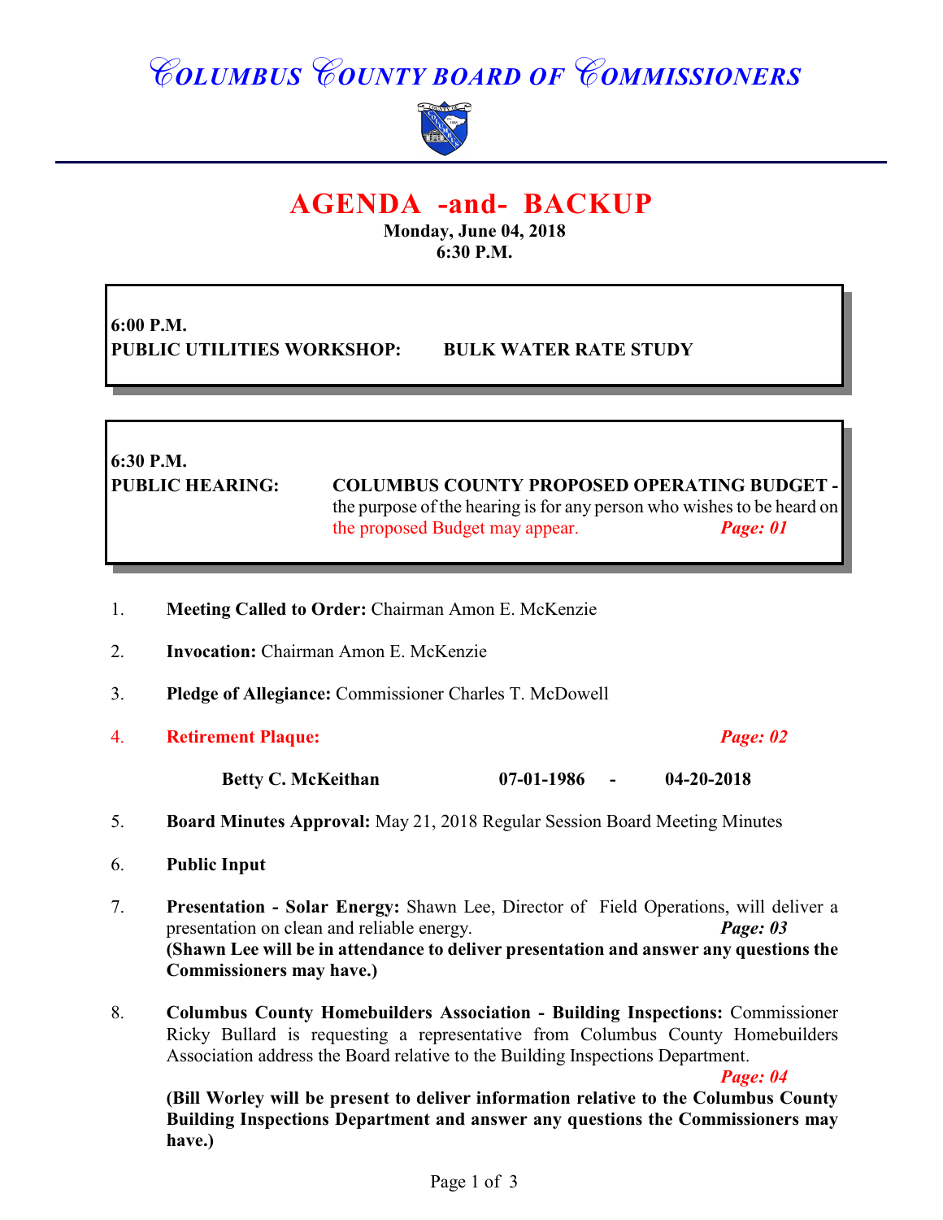# COLUMBUS COUNTY BOARD OF COMMISSIONERS

## AGENDA -and- BACKUP

**Monday, June 04, 2018**
**6:30 P.M.**

**6:00 P.M.**
**PUBLIC UTILITIES WORKSHOP: BULK WATER RATE STUDY**

**6:30 P.M.**
**PUBLIC HEARING: COLUMBUS COUNTY PROPOSED OPERATING BUDGET -** the purpose of the hearing is for any person who wishes to be heard on the proposed Budget may appear. ***Page: 01***

1. **Meeting Called to Order:** Chairman Amon E. McKenzie

2. **Invocation:** Chairman Amon E. McKenzie

3. **Pledge of Allegiance:** Commissioner Charles T. McDowell

4. **Retirement Plaque:** ***Page: 02***

   **Betty C. McKeithan 07-01-1986 - 04-20-2018**

5. **Board Minutes Approval:** May 21, 2018 Regular Session Board Meeting Minutes

6. **Public Input**

7. **Presentation - Solar Energy:** Shawn Lee, Director of Field Operations, will deliver a presentation on clean and reliable energy. ***Page: 03***
   **(Shawn Lee will be in attendance to deliver presentation and answer any questions the Commissioners may have.)**

8. **Columbus County Homebuilders Association - Building Inspections:** Commissioner Ricky Bullard is requesting a representative from Columbus County Homebuilders Association address the Board relative to the Building Inspections Department. ***Page: 04***
   **(Bill Worley will be present to deliver information relative to the Columbus County Building Inspections Department and answer any questions the Commissioners may have.)**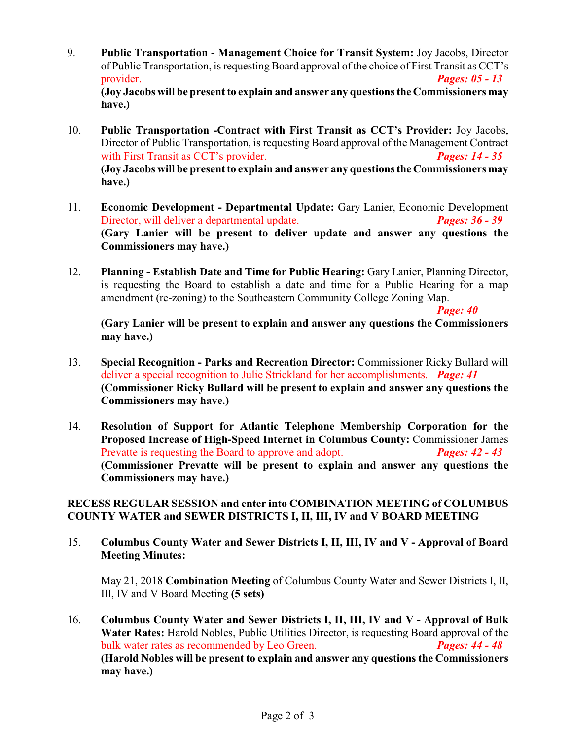9. **Public Transportation - Management Choice for Transit System:** Joy Jacobs, Director of Public Transportation, is requesting Board approval of the choice of First Transit as CCT's provider. ***Pages: 05 - 13***
**(Joy Jacobs will be present to explain and answer any questions the Commissioners may have.)**

10. **Public Transportation -Contract with First Transit as CCT's Provider:** Joy Jacobs, Director of Public Transportation, is requesting Board approval of the Management Contract with First Transit as CCT's provider. ***Pages: 14 - 35***
**(Joy Jacobs will be present to explain and answer any questions the Commissioners may have.)**

11. **Economic Development - Departmental Update:** Gary Lanier, Economic Development Director, will deliver a departmental update. ***Pages: 36 - 39***
**(Gary Lanier will be present to deliver update and answer any questions the Commissioners may have.)**

12. **Planning - Establish Date and Time for Public Hearing:** Gary Lanier, Planning Director, is requesting the Board to establish a date and time for a Public Hearing for a map amendment (re-zoning) to the Southeastern Community College Zoning Map. ***Page: 40***
**(Gary Lanier will be present to explain and answer any questions the Commissioners may have.)**

13. **Special Recognition - Parks and Recreation Director:** Commissioner Ricky Bullard will deliver a special recognition to Julie Strickland for her accomplishments. ***Page: 41***
**(Commissioner Ricky Bullard will be present to explain and answer any questions the Commissioners may have.)**

14. **Resolution of Support for Atlantic Telephone Membership Corporation for the Proposed Increase of High-Speed Internet in Columbus County:** Commissioner James Prevatte is requesting the Board to approve and adopt. ***Pages: 42 - 43***
**(Commissioner Prevatte will be present to explain and answer any questions the Commissioners may have.)**

**RECESS REGULAR SESSION and enter into <u>COMBINATION MEETING</u> of COLUMBUS COUNTY WATER and SEWER DISTRICTS I, II, III, IV and V BOARD MEETING**

15. **Columbus County Water and Sewer Districts I, II, III, IV and V - Approval of Board Meeting Minutes:**

    May 21, 2018 **<u>Combination Meeting</u>** of Columbus County Water and Sewer Districts I, II, III, IV and V Board Meeting **(5 sets)**

16. **Columbus County Water and Sewer Districts I, II, III, IV and V - Approval of Bulk Water Rates:** Harold Nobles, Public Utilities Director, is requesting Board approval of the bulk water rates as recommended by Leo Green. ***Pages: 44 - 48***
**(Harold Nobles will be present to explain and answer any questions the Commissioners may have.)**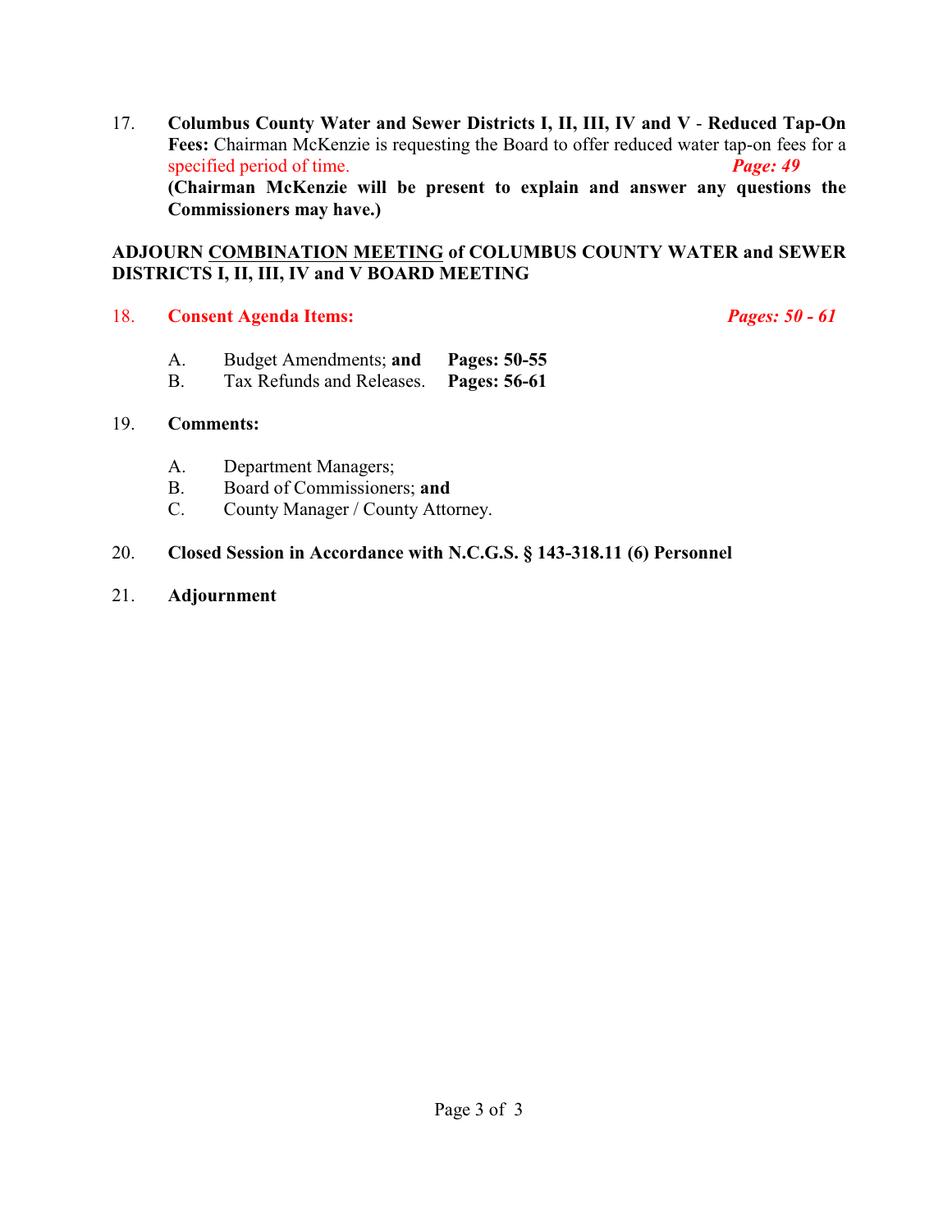17. **Columbus County Water and Sewer Districts I, II, III, IV and V - Reduced Tap-On Fees:** Chairman McKenzie is requesting the Board to offer reduced water tap-on fees for a specified period of time. ***Page: 49***
**(Chairman McKenzie will be present to explain and answer any questions the Commissioners may have.)**

**ADJOURN COMBINATION MEETING of COLUMBUS COUNTY WATER and SEWER DISTRICTS I, II, III, IV and V BOARD MEETING**

18. **Consent Agenda Items:** ***Pages: 50 - 61***

    A. Budget Amendments; **and** **Pages: 50-55**
    B. Tax Refunds and Releases. **Pages: 56-61**

19. **Comments:**

    A. Department Managers;
    B. Board of Commissioners; **and**
    C. County Manager / County Attorney.

20. **Closed Session in Accordance with N.C.G.S. § 143-318.11 (6) Personnel**

21. **Adjournment**